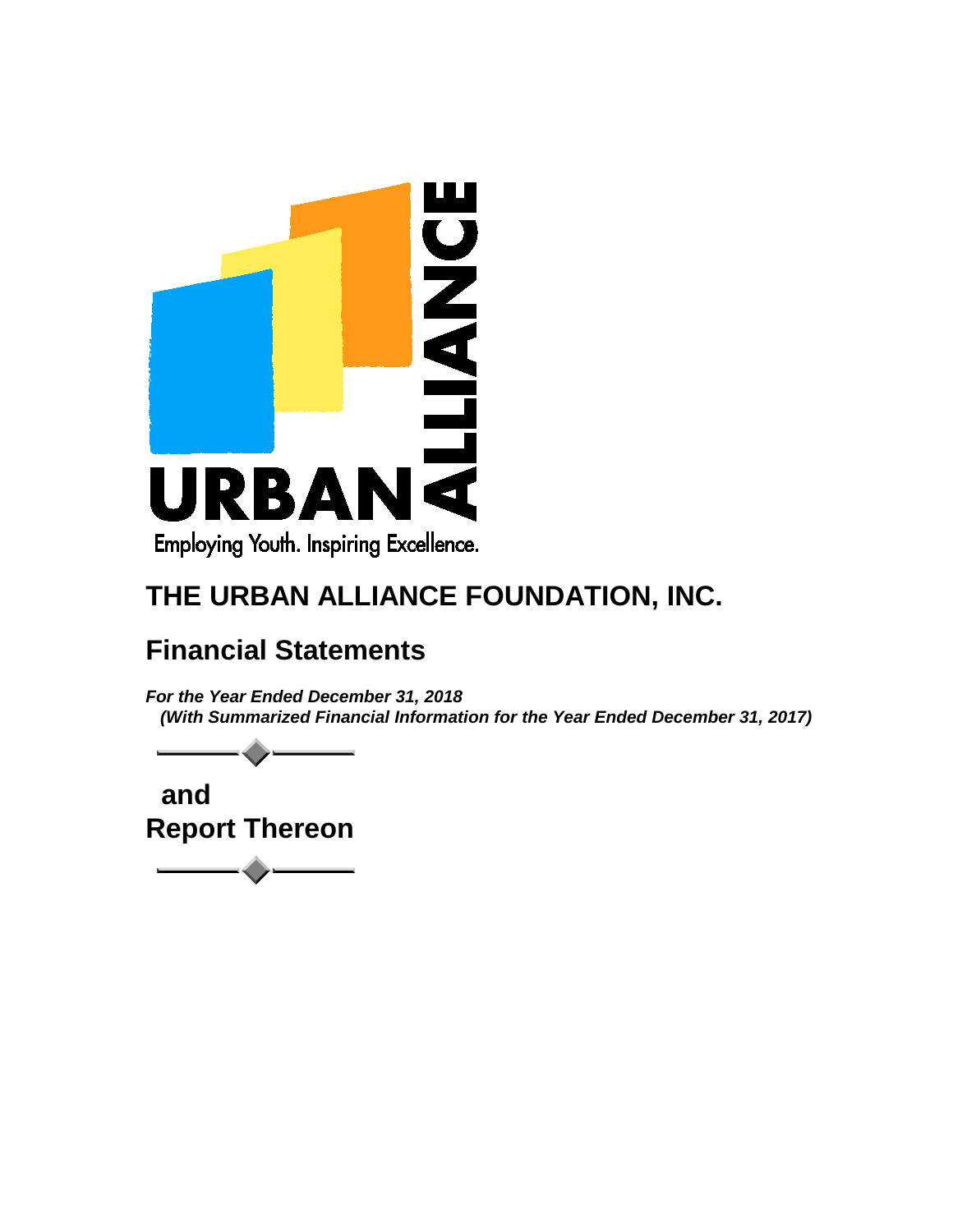URBAN ALLIANCE

Employing Youth. Inspiring Excellence.

# THE URBAN ALLIANCE FOUNDATION, INC.

## Financial Statements

***For the Year Ended December 31, 2018***
***(With Summarized Financial Information for the Year Ended December 31, 2017)***

**and**
**Report Thereon**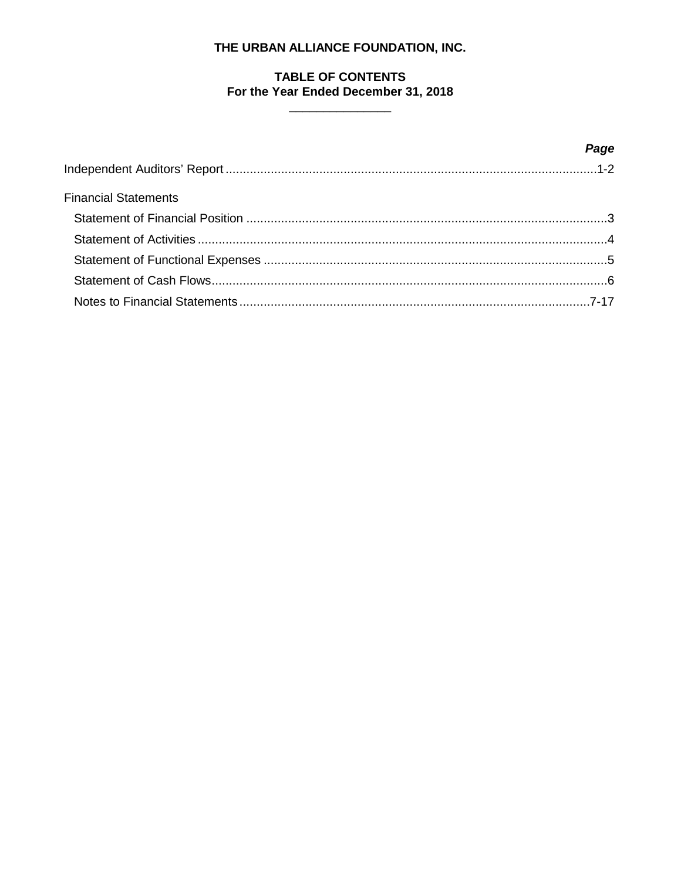# THE URBAN ALLIANCE FOUNDATION, INC.

## TABLE OF CONTENTS
### For the Year Ended December 31, 2018

| | *Page* |
|---|---|
| Independent Auditors' Report | 1-2 |
| Financial Statements | |
| Statement of Financial Position | 3 |
| Statement of Activities | 4 |
| Statement of Functional Expenses | 5 |
| Statement of Cash Flows | 6 |
| Notes to Financial Statements | 7-17 |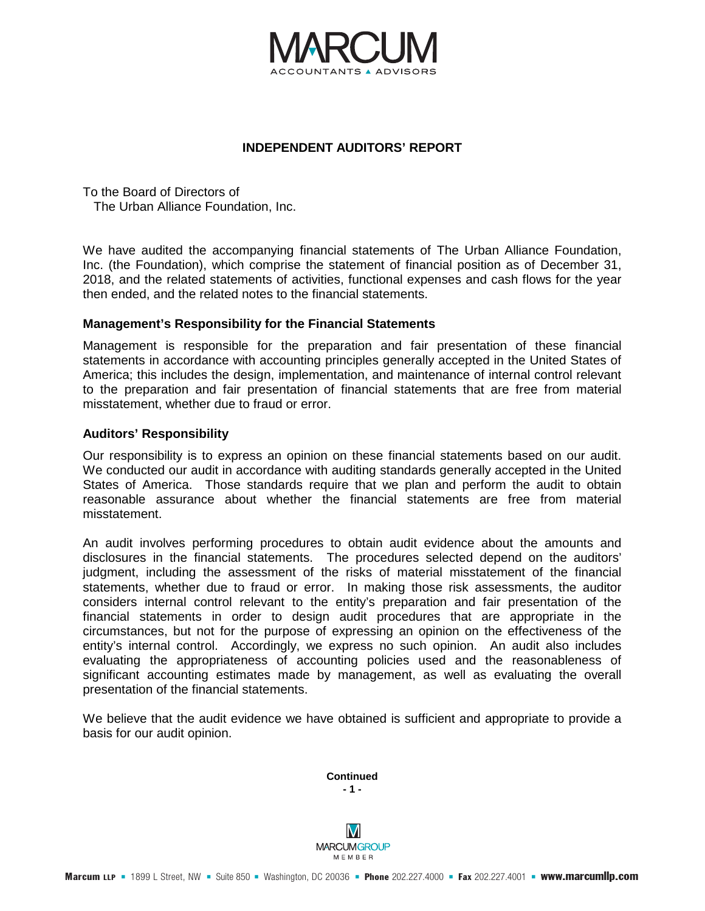# INDEPENDENT AUDITORS' REPORT

To the Board of Directors of
The Urban Alliance Foundation, Inc.

We have audited the accompanying financial statements of The Urban Alliance Foundation, Inc. (the Foundation), which comprise the statement of financial position as of December 31, 2018, and the related statements of activities, functional expenses and cash flows for the year then ended, and the related notes to the financial statements.

## Management's Responsibility for the Financial Statements

Management is responsible for the preparation and fair presentation of these financial statements in accordance with accounting principles generally accepted in the United States of America; this includes the design, implementation, and maintenance of internal control relevant to the preparation and fair presentation of financial statements that are free from material misstatement, whether due to fraud or error.

## Auditors' Responsibility

Our responsibility is to express an opinion on these financial statements based on our audit. We conducted our audit in accordance with auditing standards generally accepted in the United States of America. Those standards require that we plan and perform the audit to obtain reasonable assurance about whether the financial statements are free from material misstatement.

An audit involves performing procedures to obtain audit evidence about the amounts and disclosures in the financial statements. The procedures selected depend on the auditors' judgment, including the assessment of the risks of material misstatement of the financial statements, whether due to fraud or error. In making those risk assessments, the auditor considers internal control relevant to the entity's preparation and fair presentation of the financial statements in order to design audit procedures that are appropriate in the circumstances, but not for the purpose of expressing an opinion on the effectiveness of the entity's internal control. Accordingly, we express no such opinion. An audit also includes evaluating the appropriateness of accounting policies used and the reasonableness of significant accounting estimates made by management, as well as evaluating the overall presentation of the financial statements.

We believe that the audit evidence we have obtained is sufficient and appropriate to provide a basis for our audit opinion.

**Continued**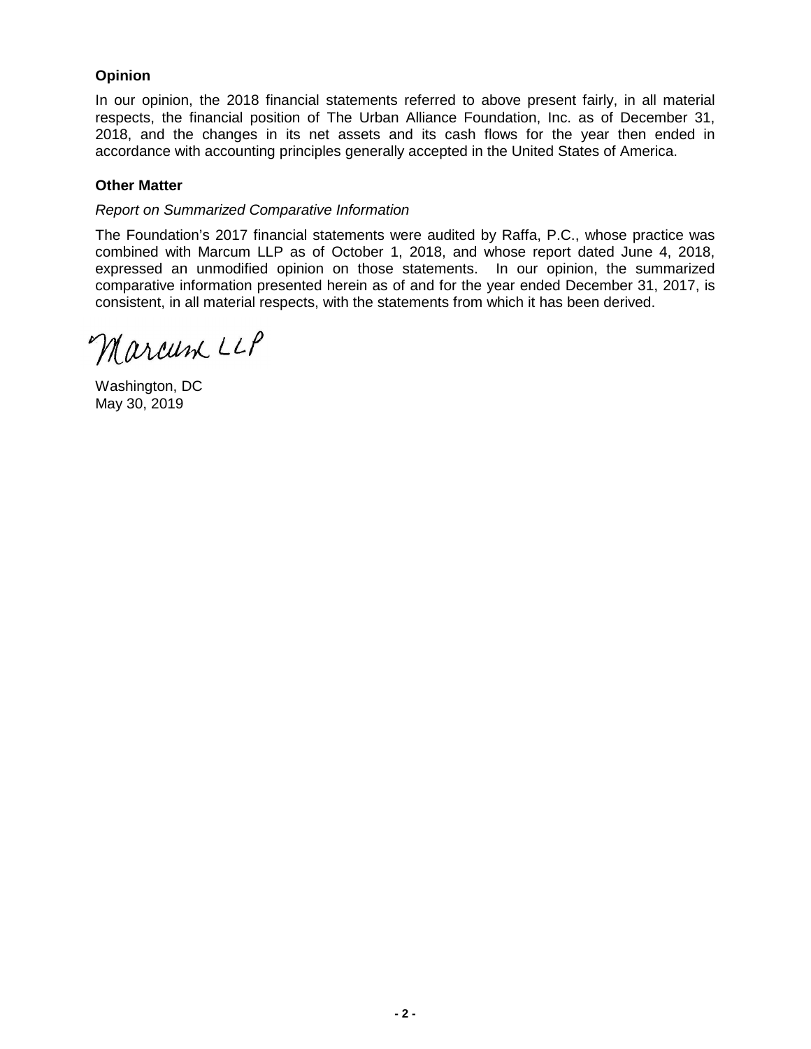**Opinion**

In our opinion, the 2018 financial statements referred to above present fairly, in all material respects, the financial position of The Urban Alliance Foundation, Inc. as of December 31, 2018, and the changes in its net assets and its cash flows for the year then ended in accordance with accounting principles generally accepted in the United States of America.

**Other Matter**

*Report on Summarized Comparative Information*

The Foundation's 2017 financial statements were audited by Raffa, P.C., whose practice was combined with Marcum LLP as of October 1, 2018, and whose report dated June 4, 2018, expressed an unmodified opinion on those statements. In our opinion, the summarized comparative information presented herein as of and for the year ended December 31, 2017, is consistent, in all material respects, with the statements from which it has been derived.

Marcum LLP

Washington, DC
May 30, 2019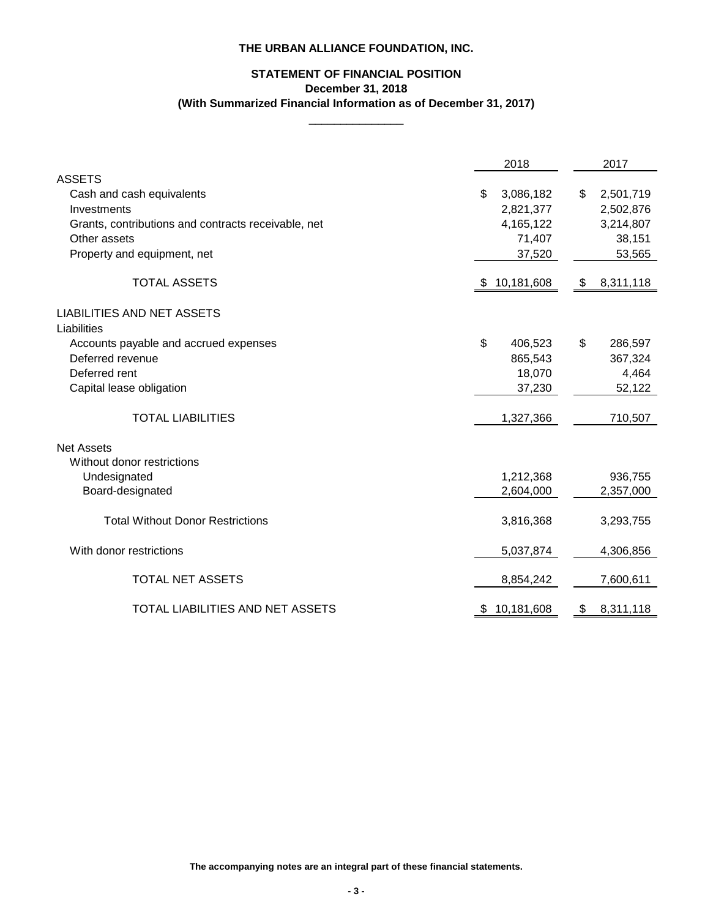**THE URBAN ALLIANCE FOUNDATION, INC.**

**STATEMENT OF FINANCIAL POSITION**
**December 31, 2018**
**(With Summarized Financial Information as of December 31, 2017)**

| | 2018 | 2017 |
|---|---|---|
| **ASSETS** | | |
| Cash and cash equivalents | $ 3,086,182 | $ 2,501,719 |
| Investments | 2,821,377 | 2,502,876 |
| Grants, contributions and contracts receivable, net | 4,165,122 | 3,214,807 |
| Other assets | 71,407 | 38,151 |
| Property and equipment, net | 37,520 | 53,565 |
| TOTAL ASSETS | $ 10,181,608 | $ 8,311,118 |
| **LIABILITIES AND NET ASSETS** | | |
| Liabilities | | |
| Accounts payable and accrued expenses | $ 406,523 | $ 286,597 |
| Deferred revenue | 865,543 | 367,324 |
| Deferred rent | 18,070 | 4,464 |
| Capital lease obligation | 37,230 | 52,122 |
| TOTAL LIABILITIES | 1,327,366 | 710,507 |
| Net Assets | | |
| Without donor restrictions | | |
| Undesignated | 1,212,368 | 936,755 |
| Board-designated | 2,604,000 | 2,357,000 |
| Total Without Donor Restrictions | 3,816,368 | 3,293,755 |
| With donor restrictions | 5,037,874 | 4,306,856 |
| TOTAL NET ASSETS | 8,854,242 | 7,600,611 |
| TOTAL LIABILITIES AND NET ASSETS | $ 10,181,608 | $ 8,311,118 |

**The accompanying notes are an integral part of these financial statements.**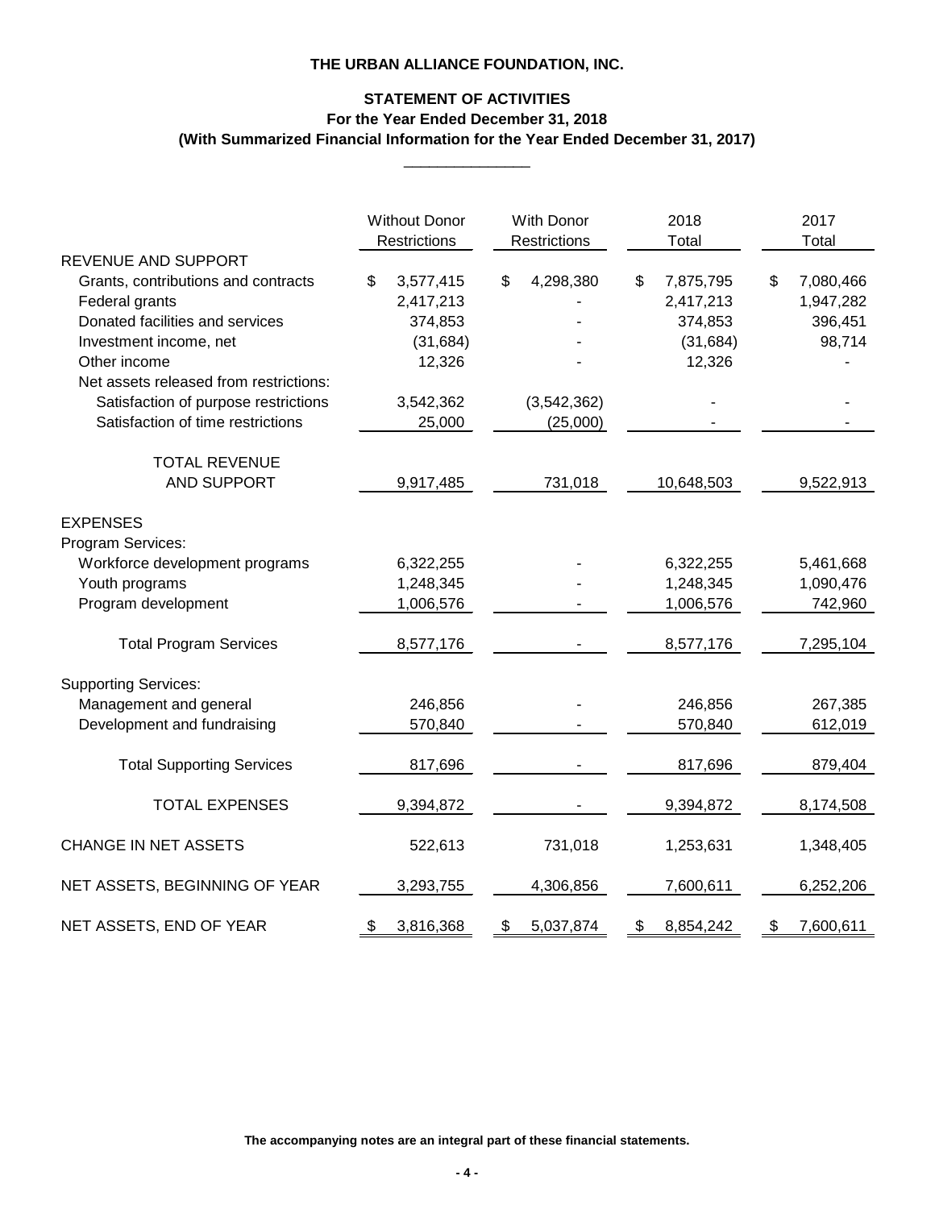**THE URBAN ALLIANCE FOUNDATION, INC.**

**STATEMENT OF ACTIVITIES**
**For the Year Ended December 31, 2018**
**(With Summarized Financial Information for the Year Ended December 31, 2017)**

| | Without Donor Restrictions | With Donor Restrictions | 2018 Total | 2017 Total |
|---|---|---|---|---|
| REVENUE AND SUPPORT | | | | |
| Grants, contributions and contracts | $ 3,577,415 | $ 4,298,380 | $ 7,875,795 | $ 7,080,466 |
| Federal grants | 2,417,213 | - | 2,417,213 | 1,947,282 |
| Donated facilities and services | 374,853 | - | 374,853 | 396,451 |
| Investment income, net | (31,684) | - | (31,684) | 98,714 |
| Other income | 12,326 | - | 12,326 | - |
| Net assets released from restrictions: | | | | |
| Satisfaction of purpose restrictions | 3,542,362 | (3,542,362) | - | - |
| Satisfaction of time restrictions | 25,000 | (25,000) | - | - |
| TOTAL REVENUE AND SUPPORT | 9,917,485 | 731,018 | 10,648,503 | 9,522,913 |
| EXPENSES | | | | |
| Program Services: | | | | |
| Workforce development programs | 6,322,255 | - | 6,322,255 | 5,461,668 |
| Youth programs | 1,248,345 | - | 1,248,345 | 1,090,476 |
| Program development | 1,006,576 | - | 1,006,576 | 742,960 |
| Total Program Services | 8,577,176 | - | 8,577,176 | 7,295,104 |
| Supporting Services: | | | | |
| Management and general | 246,856 | - | 246,856 | 267,385 |
| Development and fundraising | 570,840 | - | 570,840 | 612,019 |
| Total Supporting Services | 817,696 | - | 817,696 | 879,404 |
| TOTAL EXPENSES | 9,394,872 | - | 9,394,872 | 8,174,508 |
| CHANGE IN NET ASSETS | 522,613 | 731,018 | 1,253,631 | 1,348,405 |
| NET ASSETS, BEGINNING OF YEAR | 3,293,755 | 4,306,856 | 7,600,611 | 6,252,206 |
| NET ASSETS, END OF YEAR | $ 3,816,368 | $ 5,037,874 | $ 8,854,242 | $ 7,600,611 |

**The accompanying notes are an integral part of these financial statements.**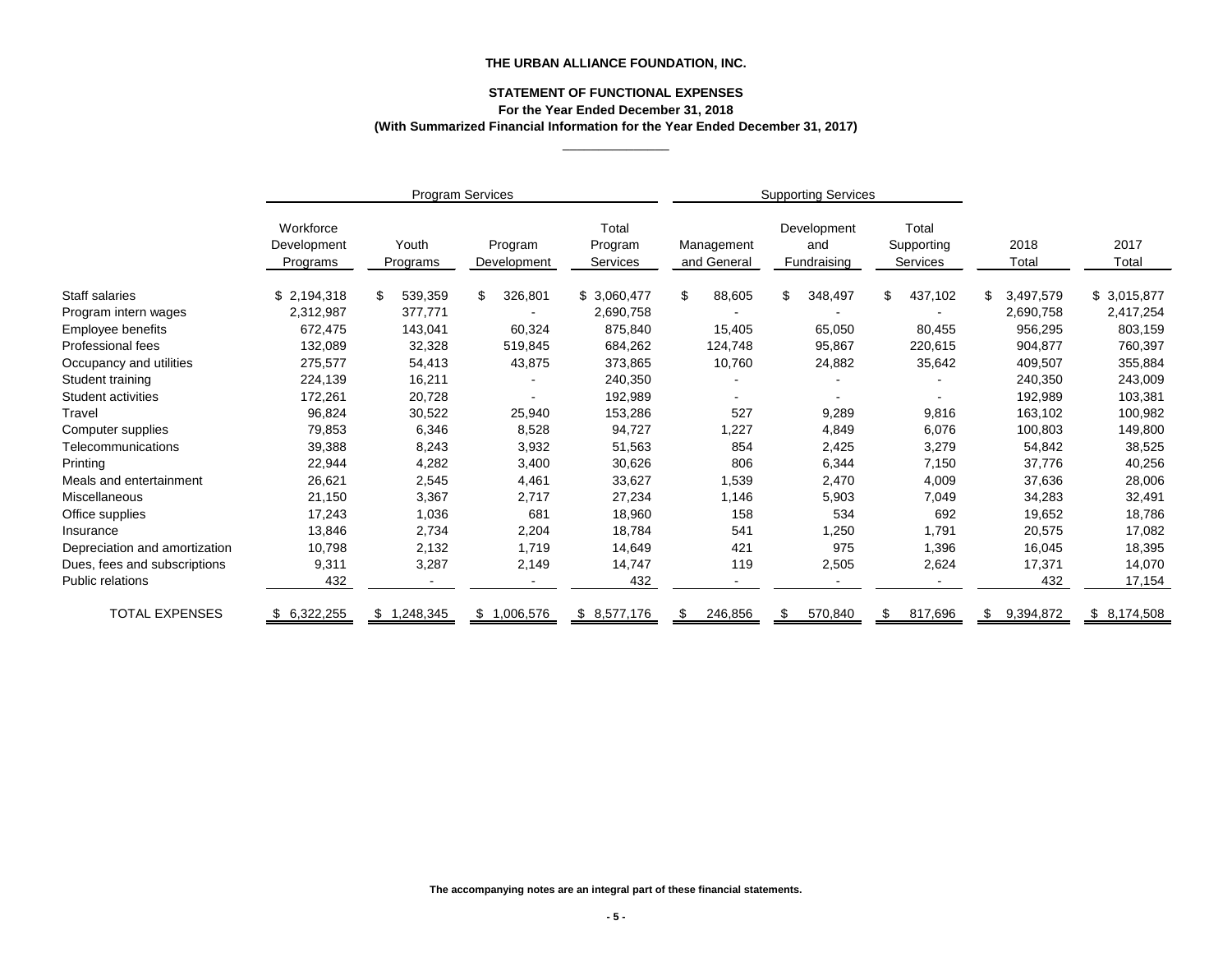**THE URBAN ALLIANCE FOUNDATION, INC.**

**STATEMENT OF FUNCTIONAL EXPENSES**
**For the Year Ended December 31, 2018**
**(With Summarized Financial Information for the Year Ended December 31, 2017)**

| | Program Services | | | | Supporting Services | | | | |
|---|---|---|---|---|---|---|---|---|---|
| | Workforce Development Programs | Youth Programs | Program Development | Total Program Services | Management and General | Development and Fundraising | Total Supporting Services | 2018 Total | 2017 Total |
| Staff salaries | $ 2,194,318 | $ 539,359 | $ 326,801 | $ 3,060,477 | $ 88,605 | $ 348,497 | $ 437,102 | $ 3,497,579 | $ 3,015,877 |
| Program intern wages | 2,312,987 | 377,771 | - | 2,690,758 | - | - | - | 2,690,758 | 2,417,254 |
| Employee benefits | 672,475 | 143,041 | 60,324 | 875,840 | 15,405 | 65,050 | 80,455 | 956,295 | 803,159 |
| Professional fees | 132,089 | 32,328 | 519,845 | 684,262 | 124,748 | 95,867 | 220,615 | 904,877 | 760,397 |
| Occupancy and utilities | 275,577 | 54,413 | 43,875 | 373,865 | 10,760 | 24,882 | 35,642 | 409,507 | 355,884 |
| Student training | 224,139 | 16,211 | - | 240,350 | - | - | - | 240,350 | 243,009 |
| Student activities | 172,261 | 20,728 | - | 192,989 | - | - | - | 192,989 | 103,381 |
| Travel | 96,824 | 30,522 | 25,940 | 153,286 | 527 | 9,289 | 9,816 | 163,102 | 100,982 |
| Computer supplies | 79,853 | 6,346 | 8,528 | 94,727 | 1,227 | 4,849 | 6,076 | 100,803 | 149,800 |
| Telecommunications | 39,388 | 8,243 | 3,932 | 51,563 | 854 | 2,425 | 3,279 | 54,842 | 38,525 |
| Printing | 22,944 | 4,282 | 3,400 | 30,626 | 806 | 6,344 | 7,150 | 37,776 | 40,256 |
| Meals and entertainment | 26,621 | 2,545 | 4,461 | 33,627 | 1,539 | 2,470 | 4,009 | 37,636 | 28,006 |
| Miscellaneous | 21,150 | 3,367 | 2,717 | 27,234 | 1,146 | 5,903 | 7,049 | 34,283 | 32,491 |
| Office supplies | 17,243 | 1,036 | 681 | 18,960 | 158 | 534 | 692 | 19,652 | 18,786 |
| Insurance | 13,846 | 2,734 | 2,204 | 18,784 | 541 | 1,250 | 1,791 | 20,575 | 17,082 |
| Depreciation and amortization | 10,798 | 2,132 | 1,719 | 14,649 | 421 | 975 | 1,396 | 16,045 | 18,395 |
| Dues, fees and subscriptions | 9,311 | 3,287 | 2,149 | 14,747 | 119 | 2,505 | 2,624 | 17,371 | 14,070 |
| Public relations | 432 | - | - | 432 | - | - | - | 432 | 17,154 |
| TOTAL EXPENSES | $ 6,322,255 | $ 1,248,345 | $ 1,006,576 | $ 8,577,176 | $ 246,856 | $ 570,840 | $ 817,696 | $ 9,394,872 | $ 8,174,508 |

**The accompanying notes are an integral part of these financial statements.**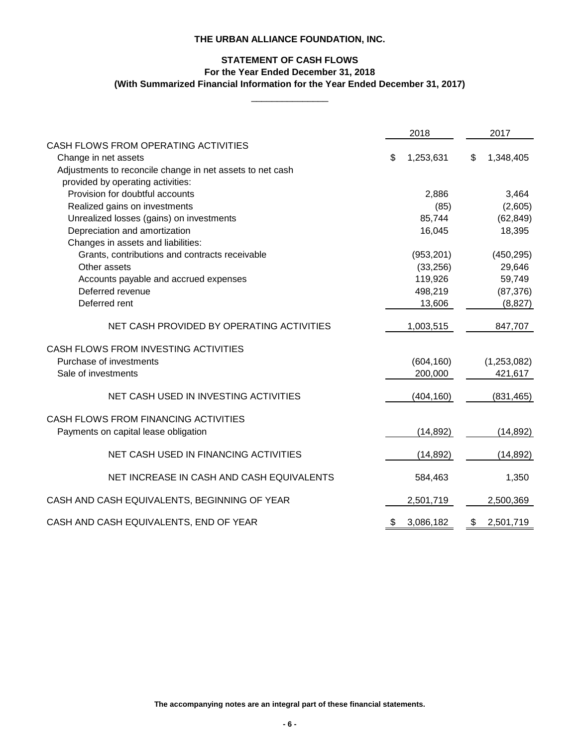**THE URBAN ALLIANCE FOUNDATION, INC.**

**STATEMENT OF CASH FLOWS**
**For the Year Ended December 31, 2018**
**(With Summarized Financial Information for the Year Ended December 31, 2017)**

| | 2018 | 2017 |
|---|---|---|
| CASH FLOWS FROM OPERATING ACTIVITIES | | |
| Change in net assets | $ 1,253,631 | $ 1,348,405 |
| Adjustments to reconcile change in net assets to net cash provided by operating activities: | | |
| Provision for doubtful accounts | 2,886 | 3,464 |
| Realized gains on investments | (85) | (2,605) |
| Unrealized losses (gains) on investments | 85,744 | (62,849) |
| Depreciation and amortization | 16,045 | 18,395 |
| Changes in assets and liabilities: | | |
| Grants, contributions and contracts receivable | (953,201) | (450,295) |
| Other assets | (33,256) | 29,646 |
| Accounts payable and accrued expenses | 119,926 | 59,749 |
| Deferred revenue | 498,219 | (87,376) |
| Deferred rent | 13,606 | (8,827) |
| NET CASH PROVIDED BY OPERATING ACTIVITIES | 1,003,515 | 847,707 |
| CASH FLOWS FROM INVESTING ACTIVITIES | | |
| Purchase of investments | (604,160) | (1,253,082) |
| Sale of investments | 200,000 | 421,617 |
| NET CASH USED IN INVESTING ACTIVITIES | (404,160) | (831,465) |
| CASH FLOWS FROM FINANCING ACTIVITIES | | |
| Payments on capital lease obligation | (14,892) | (14,892) |
| NET CASH USED IN FINANCING ACTIVITIES | (14,892) | (14,892) |
| NET INCREASE IN CASH AND CASH EQUIVALENTS | 584,463 | 1,350 |
| CASH AND CASH EQUIVALENTS, BEGINNING OF YEAR | 2,501,719 | 2,500,369 |
| CASH AND CASH EQUIVALENTS, END OF YEAR | $ 3,086,182 | $ 2,501,719 |

**The accompanying notes are an integral part of these financial statements.**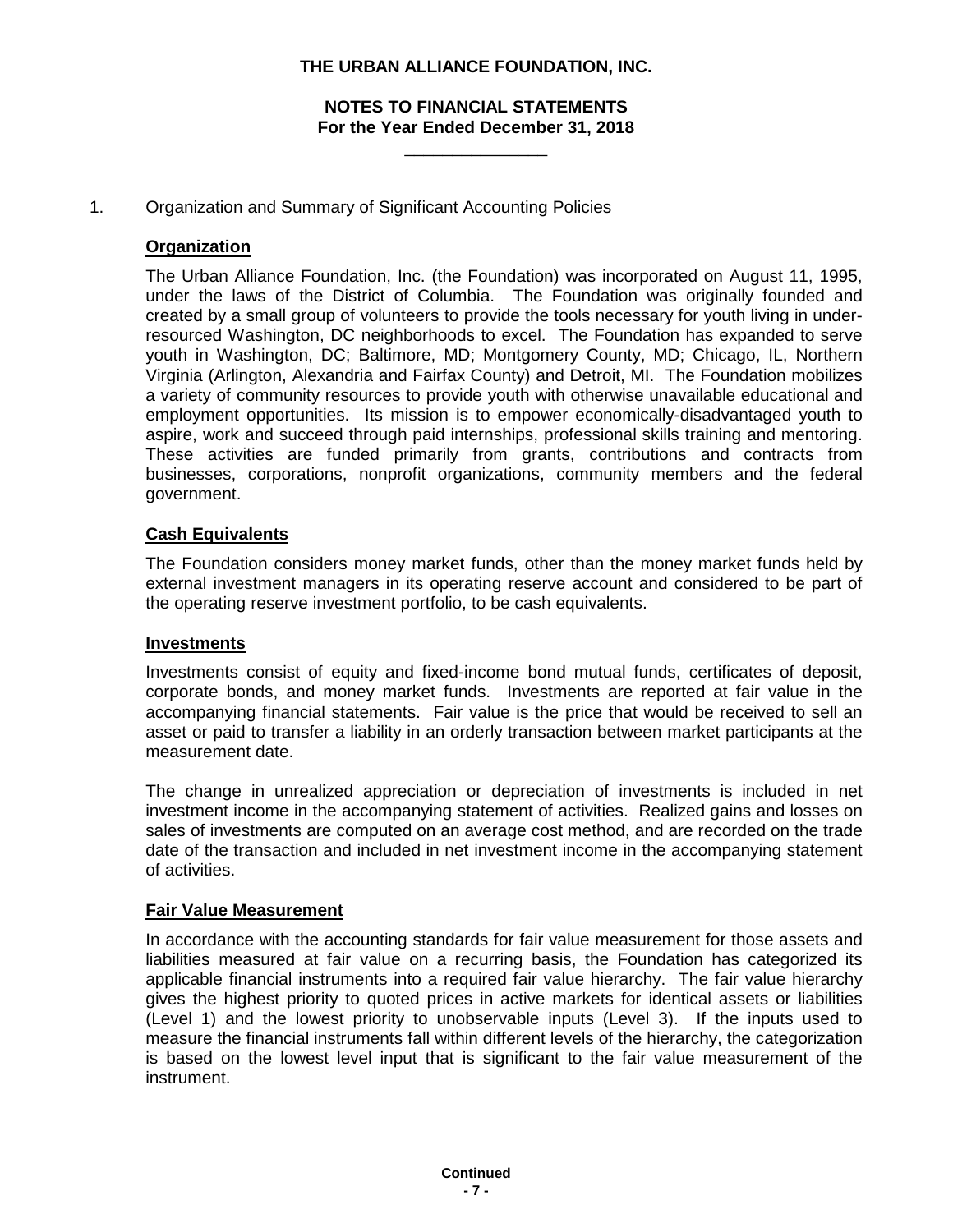**THE URBAN ALLIANCE FOUNDATION, INC.**

**NOTES TO FINANCIAL STATEMENTS**
**For the Year Ended December 31, 2018**

1. Organization and Summary of Significant Accounting Policies

**Organization**

The Urban Alliance Foundation, Inc. (the Foundation) was incorporated on August 11, 1995, under the laws of the District of Columbia. The Foundation was originally founded and created by a small group of volunteers to provide the tools necessary for youth living in under-resourced Washington, DC neighborhoods to excel. The Foundation has expanded to serve youth in Washington, DC; Baltimore, MD; Montgomery County, MD; Chicago, IL, Northern Virginia (Arlington, Alexandria and Fairfax County) and Detroit, MI. The Foundation mobilizes a variety of community resources to provide youth with otherwise unavailable educational and employment opportunities. Its mission is to empower economically-disadvantaged youth to aspire, work and succeed through paid internships, professional skills training and mentoring. These activities are funded primarily from grants, contributions and contracts from businesses, corporations, nonprofit organizations, community members and the federal government.

**Cash Equivalents**

The Foundation considers money market funds, other than the money market funds held by external investment managers in its operating reserve account and considered to be part of the operating reserve investment portfolio, to be cash equivalents.

**Investments**

Investments consist of equity and fixed-income bond mutual funds, certificates of deposit, corporate bonds, and money market funds. Investments are reported at fair value in the accompanying financial statements. Fair value is the price that would be received to sell an asset or paid to transfer a liability in an orderly transaction between market participants at the measurement date.

The change in unrealized appreciation or depreciation of investments is included in net investment income in the accompanying statement of activities. Realized gains and losses on sales of investments are computed on an average cost method, and are recorded on the trade date of the transaction and included in net investment income in the accompanying statement of activities.

**Fair Value Measurement**

In accordance with the accounting standards for fair value measurement for those assets and liabilities measured at fair value on a recurring basis, the Foundation has categorized its applicable financial instruments into a required fair value hierarchy. The fair value hierarchy gives the highest priority to quoted prices in active markets for identical assets or liabilities (Level 1) and the lowest priority to unobservable inputs (Level 3). If the inputs used to measure the financial instruments fall within different levels of the hierarchy, the categorization is based on the lowest level input that is significant to the fair value measurement of the instrument.

**Continued**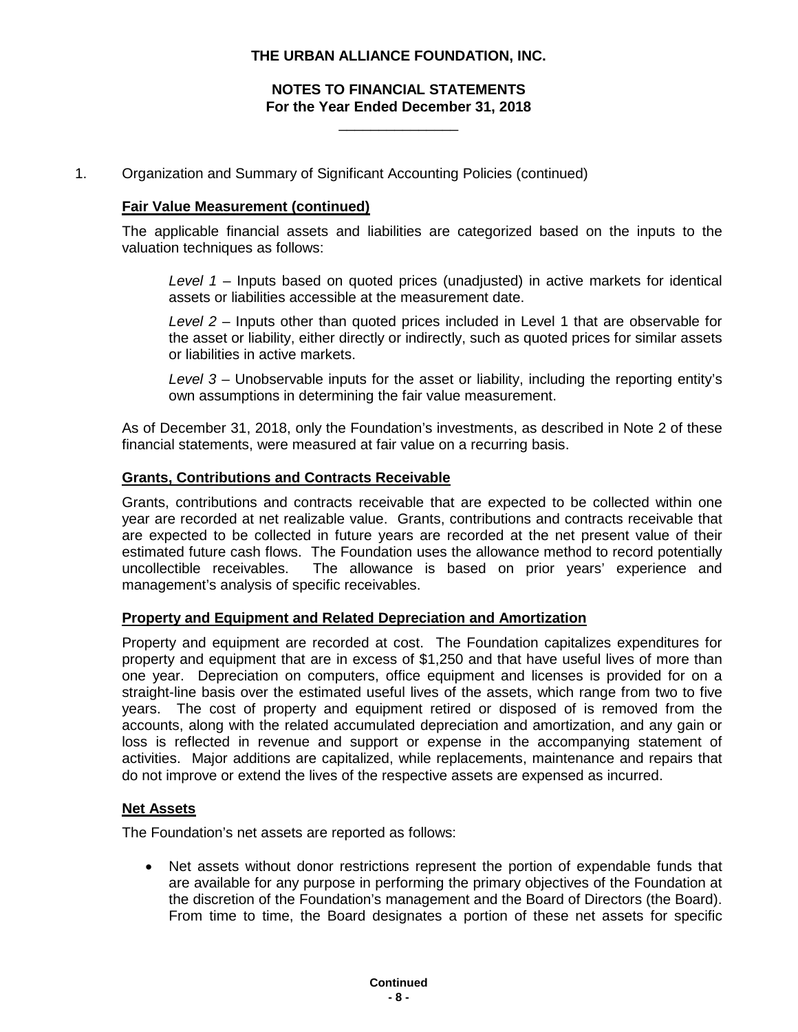1. Organization and Summary of Significant Accounting Policies (continued)

**Fair Value Measurement (continued)**

The applicable financial assets and liabilities are categorized based on the inputs to the valuation techniques as follows:

*Level 1* – Inputs based on quoted prices (unadjusted) in active markets for identical assets or liabilities accessible at the measurement date.

*Level 2* – Inputs other than quoted prices included in Level 1 that are observable for the asset or liability, either directly or indirectly, such as quoted prices for similar assets or liabilities in active markets.

*Level 3* – Unobservable inputs for the asset or liability, including the reporting entity's own assumptions in determining the fair value measurement.

As of December 31, 2018, only the Foundation's investments, as described in Note 2 of these financial statements, were measured at fair value on a recurring basis.

**Grants, Contributions and Contracts Receivable**

Grants, contributions and contracts receivable that are expected to be collected within one year are recorded at net realizable value. Grants, contributions and contracts receivable that are expected to be collected in future years are recorded at the net present value of their estimated future cash flows. The Foundation uses the allowance method to record potentially uncollectible receivables. The allowance is based on prior years' experience and management's analysis of specific receivables.

**Property and Equipment and Related Depreciation and Amortization**

Property and equipment are recorded at cost. The Foundation capitalizes expenditures for property and equipment that are in excess of $1,250 and that have useful lives of more than one year. Depreciation on computers, office equipment and licenses is provided for on a straight-line basis over the estimated useful lives of the assets, which range from two to five years. The cost of property and equipment retired or disposed of is removed from the accounts, along with the related accumulated depreciation and amortization, and any gain or loss is reflected in revenue and support or expense in the accompanying statement of activities. Major additions are capitalized, while replacements, maintenance and repairs that do not improve or extend the lives of the respective assets are expensed as incurred.

**Net Assets**

The Foundation's net assets are reported as follows:

- Net assets without donor restrictions represent the portion of expendable funds that are available for any purpose in performing the primary objectives of the Foundation at the discretion of the Foundation's management and the Board of Directors (the Board). From time to time, the Board designates a portion of these net assets for specific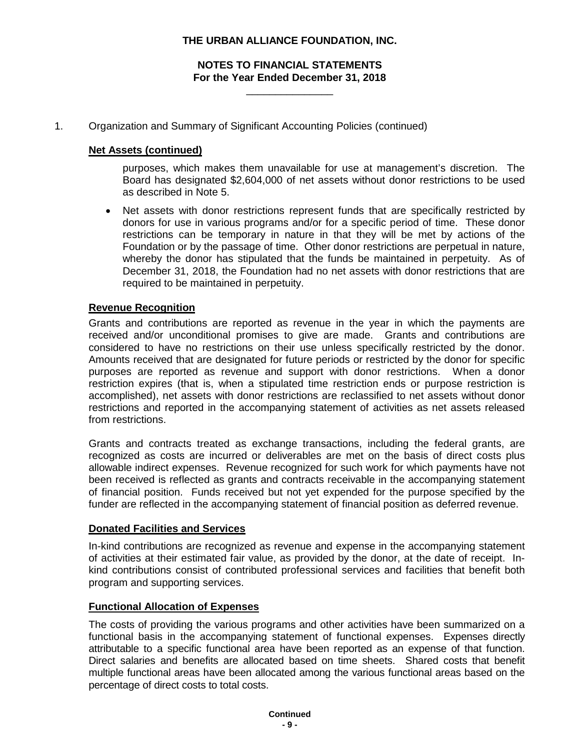# THE URBAN ALLIANCE FOUNDATION, INC.

## NOTES TO FINANCIAL STATEMENTS
## For the Year Ended December 31, 2018

1. Organization and Summary of Significant Accounting Policies (continued)

**Net Assets (continued)**

purposes, which makes them unavailable for use at management's discretion. The Board has designated $2,604,000 of net assets without donor restrictions to be used as described in Note 5.

- Net assets with donor restrictions represent funds that are specifically restricted by donors for use in various programs and/or for a specific period of time. These donor restrictions can be temporary in nature in that they will be met by actions of the Foundation or by the passage of time. Other donor restrictions are perpetual in nature, whereby the donor has stipulated that the funds be maintained in perpetuity. As of December 31, 2018, the Foundation had no net assets with donor restrictions that are required to be maintained in perpetuity.

**Revenue Recognition**

Grants and contributions are reported as revenue in the year in which the payments are received and/or unconditional promises to give are made. Grants and contributions are considered to have no restrictions on their use unless specifically restricted by the donor. Amounts received that are designated for future periods or restricted by the donor for specific purposes are reported as revenue and support with donor restrictions. When a donor restriction expires (that is, when a stipulated time restriction ends or purpose restriction is accomplished), net assets with donor restrictions are reclassified to net assets without donor restrictions and reported in the accompanying statement of activities as net assets released from restrictions.

Grants and contracts treated as exchange transactions, including the federal grants, are recognized as costs are incurred or deliverables are met on the basis of direct costs plus allowable indirect expenses. Revenue recognized for such work for which payments have not been received is reflected as grants and contracts receivable in the accompanying statement of financial position. Funds received but not yet expended for the purpose specified by the funder are reflected in the accompanying statement of financial position as deferred revenue.

**Donated Facilities and Services**

In-kind contributions are recognized as revenue and expense in the accompanying statement of activities at their estimated fair value, as provided by the donor, at the date of receipt. In-kind contributions consist of contributed professional services and facilities that benefit both program and supporting services.

**Functional Allocation of Expenses**

The costs of providing the various programs and other activities have been summarized on a functional basis in the accompanying statement of functional expenses. Expenses directly attributable to a specific functional area have been reported as an expense of that function. Direct salaries and benefits are allocated based on time sheets. Shared costs that benefit multiple functional areas have been allocated among the various functional areas based on the percentage of direct costs to total costs.

**Continued**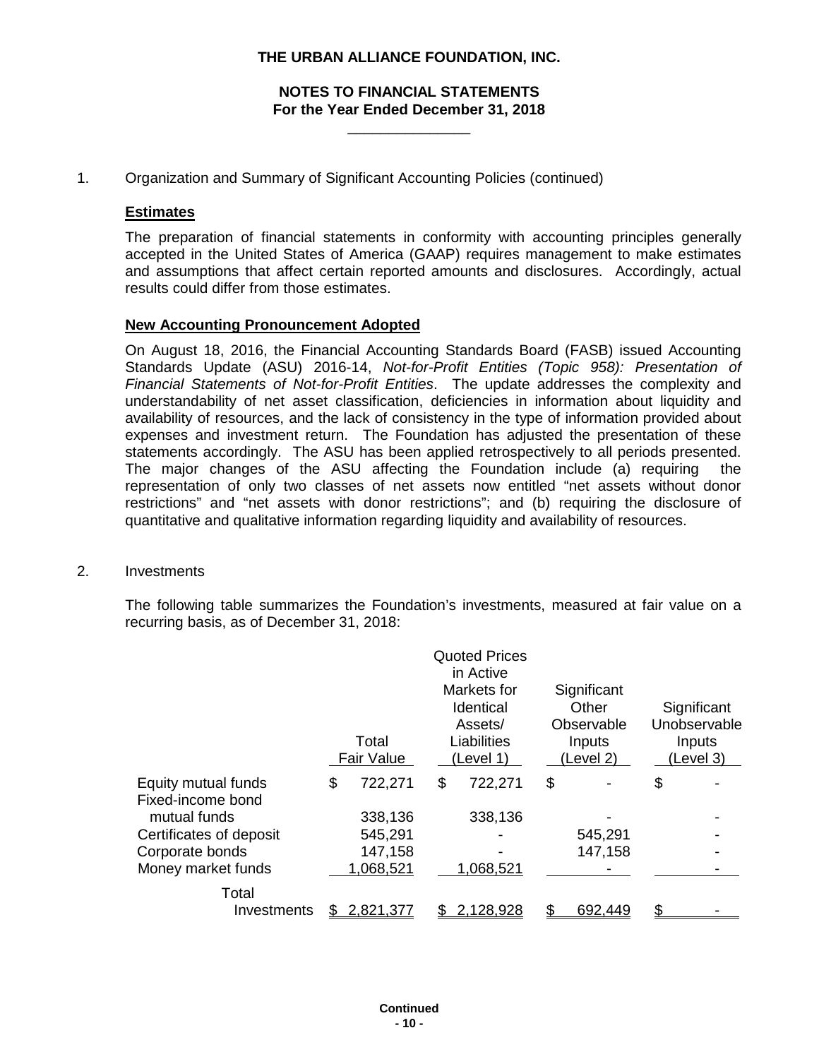THE URBAN ALLIANCE FOUNDATION, INC.

**NOTES TO FINANCIAL STATEMENTS**
**For the Year Ended December 31, 2018**

1. Organization and Summary of Significant Accounting Policies (continued)

**Estimates**

The preparation of financial statements in conformity with accounting principles generally accepted in the United States of America (GAAP) requires management to make estimates and assumptions that affect certain reported amounts and disclosures. Accordingly, actual results could differ from those estimates.

**New Accounting Pronouncement Adopted**

On August 18, 2016, the Financial Accounting Standards Board (FASB) issued Accounting Standards Update (ASU) 2016-14, *Not-for-Profit Entities (Topic 958): Presentation of Financial Statements of Not-for-Profit Entities*. The update addresses the complexity and understandability of net asset classification, deficiencies in information about liquidity and availability of resources, and the lack of consistency in the type of information provided about expenses and investment return. The Foundation has adjusted the presentation of these statements accordingly. The ASU has been applied retrospectively to all periods presented. The major changes of the ASU affecting the Foundation include (a) requiring the representation of only two classes of net assets now entitled "net assets without donor restrictions" and "net assets with donor restrictions"; and (b) requiring the disclosure of quantitative and qualitative information regarding liquidity and availability of resources.

2. Investments

The following table summarizes the Foundation's investments, measured at fair value on a recurring basis, as of December 31, 2018:

| | Total Fair Value | Quoted Prices in Active Markets for Identical Assets/ Liabilities (Level 1) | Significant Other Observable Inputs (Level 2) | Significant Unobservable Inputs (Level 3) |
|---|---|---|---|---|
| Equity mutual funds | $ 722,271 | $ 722,271 | $ - | $ - |
| Fixed-income bond mutual funds | 338,136 | 338,136 | - | - |
| Certificates of deposit | 545,291 | - | 545,291 | - |
| Corporate bonds | 147,158 | - | 147,158 | - |
| Money market funds | 1,068,521 | 1,068,521 | - | - |
| Total Investments | $ 2,821,377 | $ 2,128,928 | $ 692,449 | $ - |

Continued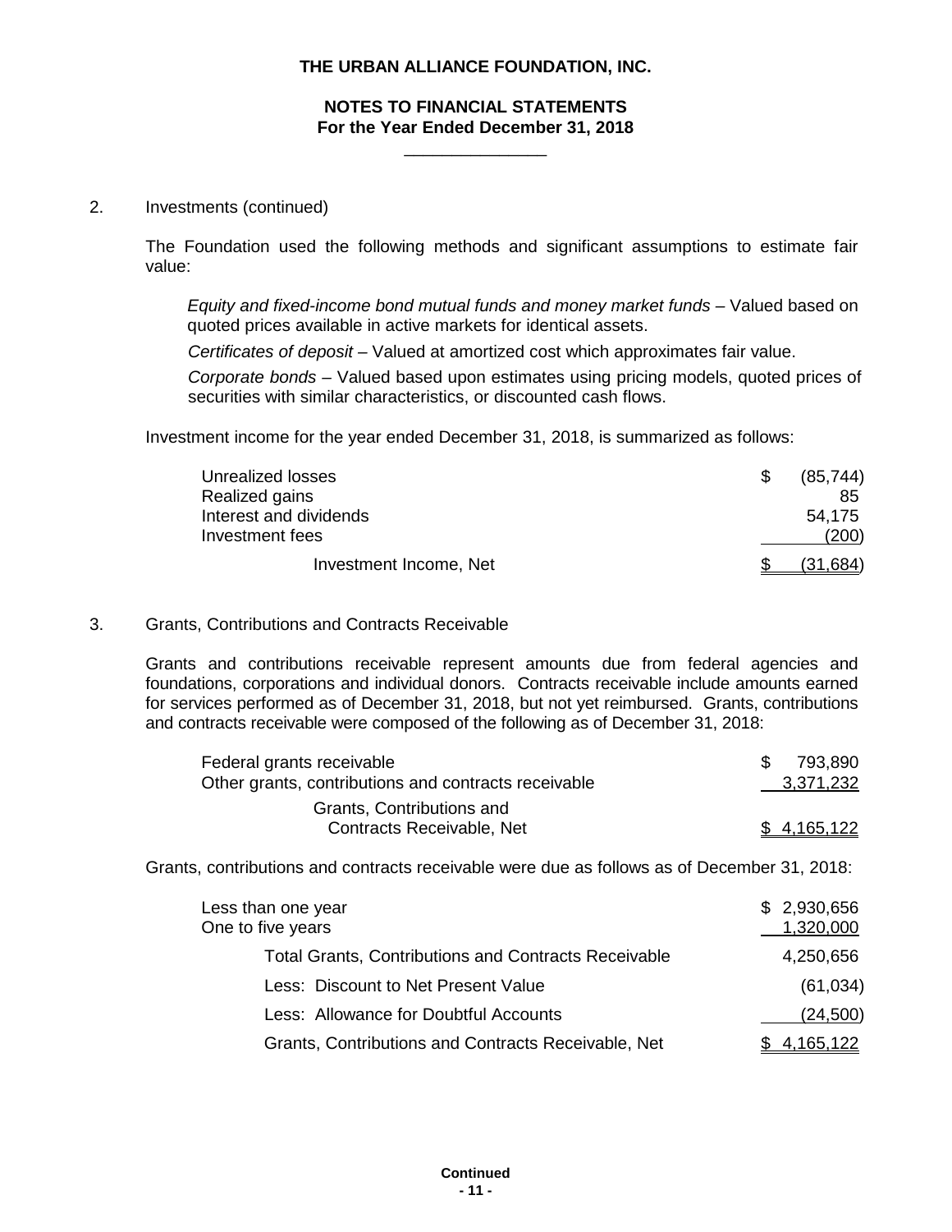# THE URBAN ALLIANCE FOUNDATION, INC.

## NOTES TO FINANCIAL STATEMENTS
## For the Year Ended December 31, 2018

2. Investments (continued)

The Foundation used the following methods and significant assumptions to estimate fair value:

*Equity and fixed-income bond mutual funds and money market funds* – Valued based on quoted prices available in active markets for identical assets.

*Certificates of deposit* – Valued at amortized cost which approximates fair value.

*Corporate bonds* – Valued based upon estimates using pricing models, quoted prices of securities with similar characteristics, or discounted cash flows.

Investment income for the year ended December 31, 2018, is summarized as follows:

| | |
|---|---|
| Unrealized losses | $ (85,744) |
| Realized gains | 85 |
| Interest and dividends | 54,175 |
| Investment fees | (200) |
| Investment Income, Net | $ (31,684) |

3. Grants, Contributions and Contracts Receivable

Grants and contributions receivable represent amounts due from federal agencies and foundations, corporations and individual donors. Contracts receivable include amounts earned for services performed as of December 31, 2018, but not yet reimbursed. Grants, contributions and contracts receivable were composed of the following as of December 31, 2018:

| | |
|---|---|
| Federal grants receivable | $ 793,890 |
| Other grants, contributions and contracts receivable | 3,371,232 |
| Grants, Contributions and Contracts Receivable, Net | $ 4,165,122 |

Grants, contributions and contracts receivable were due as follows as of December 31, 2018:

| | |
|---|---|
| Less than one year | $ 2,930,656 |
| One to five years | 1,320,000 |
| Total Grants, Contributions and Contracts Receivable | 4,250,656 |
| Less: Discount to Net Present Value | (61,034) |
| Less: Allowance for Doubtful Accounts | (24,500) |
| Grants, Contributions and Contracts Receivable, Net | $ 4,165,122 |

Continued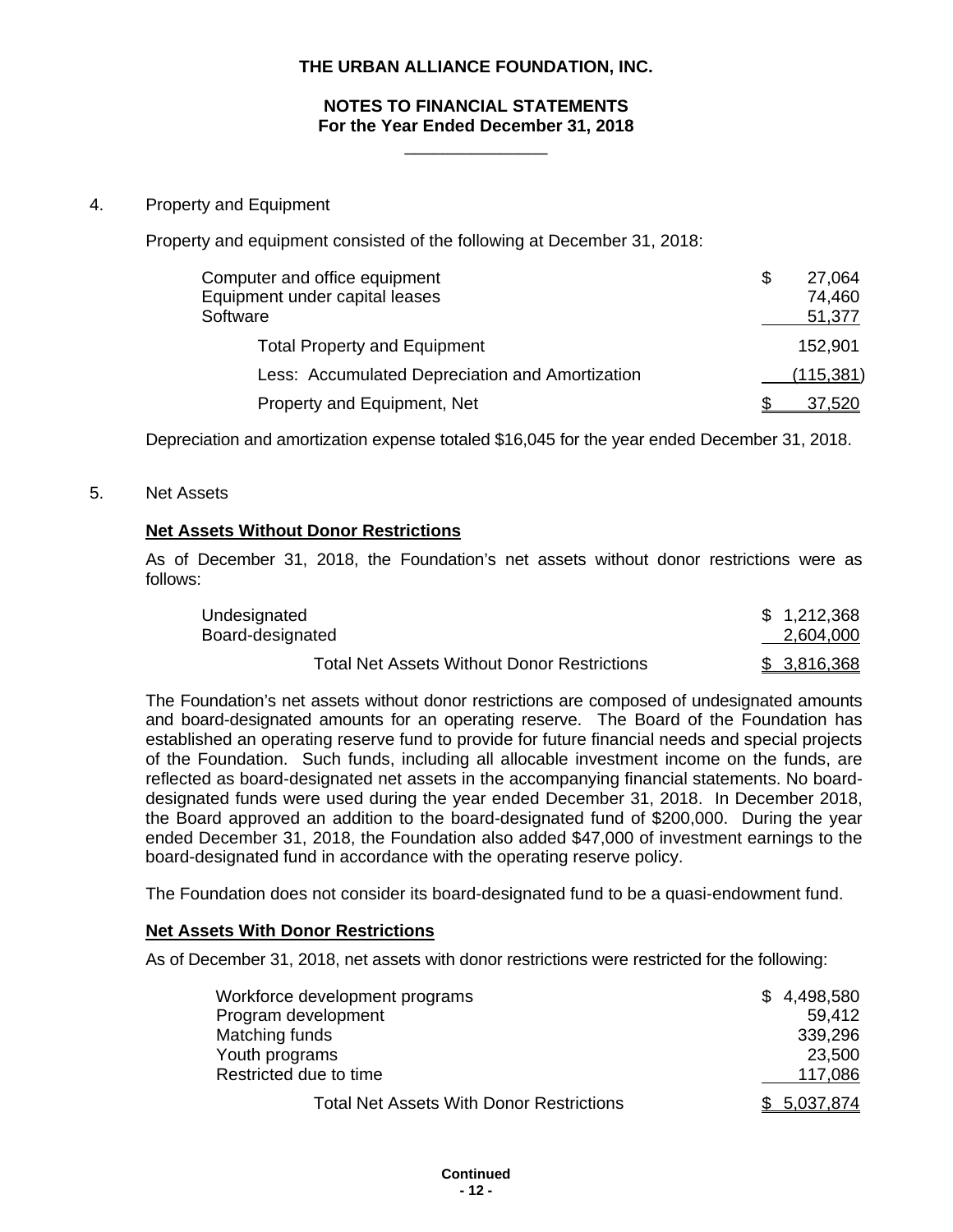# THE URBAN ALLIANCE FOUNDATION, INC.

## NOTES TO FINANCIAL STATEMENTS
## For the Year Ended December 31, 2018

4. Property and Equipment

Property and equipment consisted of the following at December 31, 2018:

| | |
|---|---|
| Computer and office equipment | $ 27,064 |
| Equipment under capital leases | 74,460 |
| Software | 51,377 |
| Total Property and Equipment | 152,901 |
| Less: Accumulated Depreciation and Amortization | (115,381) |
| Property and Equipment, Net | $ 37,520 |

Depreciation and amortization expense totaled $16,045 for the year ended December 31, 2018.

5. Net Assets

**Net Assets Without Donor Restrictions**

As of December 31, 2018, the Foundation's net assets without donor restrictions were as follows:

| | |
|---|---|
| Undesignated | $ 1,212,368 |
| Board-designated | 2,604,000 |
| Total Net Assets Without Donor Restrictions | $ 3,816,368 |

The Foundation's net assets without donor restrictions are composed of undesignated amounts and board-designated amounts for an operating reserve. The Board of the Foundation has established an operating reserve fund to provide for future financial needs and special projects of the Foundation. Such funds, including all allocable investment income on the funds, are reflected as board-designated net assets in the accompanying financial statements. No board-designated funds were used during the year ended December 31, 2018. In December 2018, the Board approved an addition to the board-designated fund of $200,000. During the year ended December 31, 2018, the Foundation also added $47,000 of investment earnings to the board-designated fund in accordance with the operating reserve policy.

The Foundation does not consider its board-designated fund to be a quasi-endowment fund.

**Net Assets With Donor Restrictions**

As of December 31, 2018, net assets with donor restrictions were restricted for the following:

| | |
|---|---|
| Workforce development programs | $ 4,498,580 |
| Program development | 59,412 |
| Matching funds | 339,296 |
| Youth programs | 23,500 |
| Restricted due to time | 117,086 |
| Total Net Assets With Donor Restrictions | $ 5,037,874 |

Continued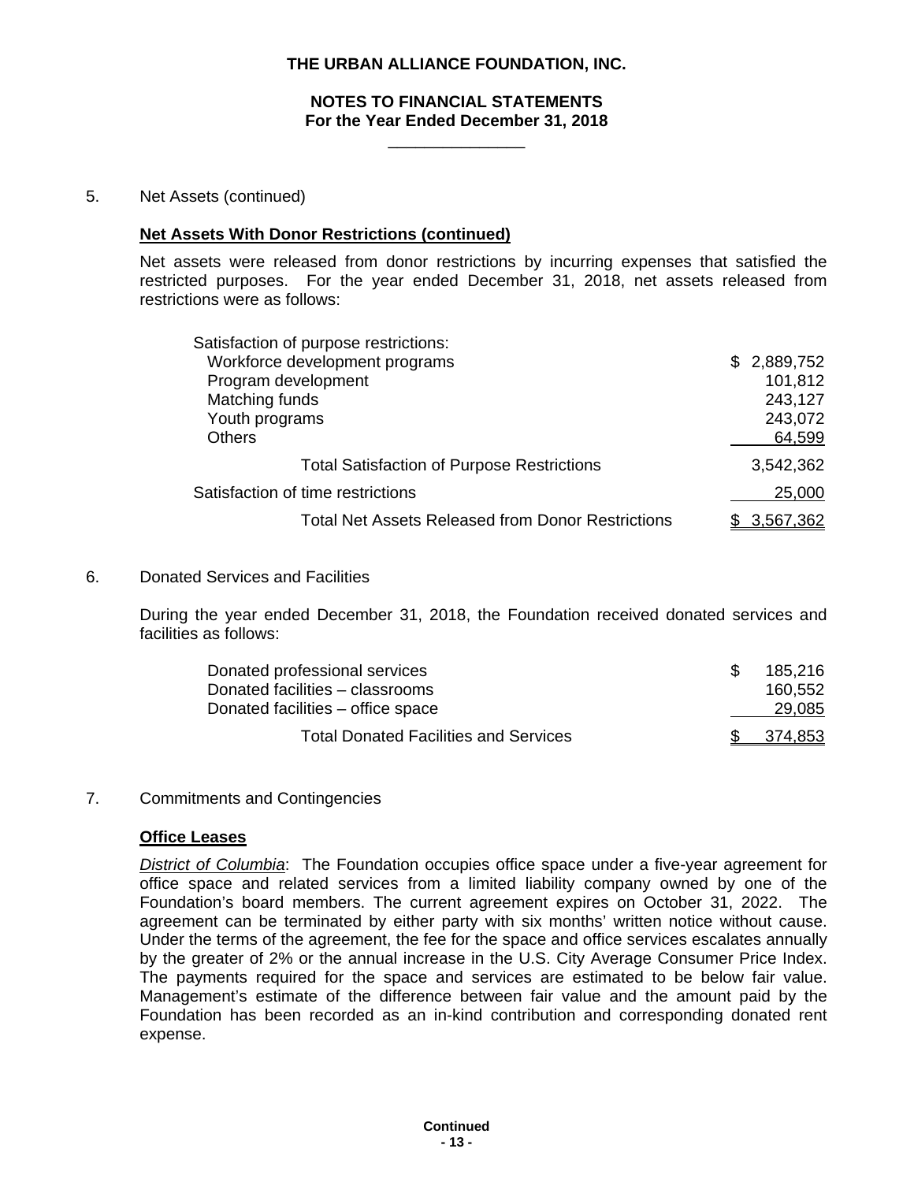THE URBAN ALLIANCE FOUNDATION, INC.

NOTES TO FINANCIAL STATEMENTS
For the Year Ended December 31, 2018

5. Net Assets (continued)

**Net Assets With Donor Restrictions (continued)**

Net assets were released from donor restrictions by incurring expenses that satisfied the restricted purposes. For the year ended December 31, 2018, net assets released from restrictions were as follows:

| | |
|---|---|
| Satisfaction of purpose restrictions: | |
| Workforce development programs | $ 2,889,752 |
| Program development | 101,812 |
| Matching funds | 243,127 |
| Youth programs | 243,072 |
| Others | 64,599 |
| Total Satisfaction of Purpose Restrictions | 3,542,362 |
| Satisfaction of time restrictions | 25,000 |
| Total Net Assets Released from Donor Restrictions | $ 3,567,362 |

6. Donated Services and Facilities

During the year ended December 31, 2018, the Foundation received donated services and facilities as follows:

| | |
|---|---|
| Donated professional services | $ 185,216 |
| Donated facilities – classrooms | 160,552 |
| Donated facilities – office space | 29,085 |
| Total Donated Facilities and Services | $ 374,853 |

7. Commitments and Contingencies

**Office Leases**

*District of Columbia*: The Foundation occupies office space under a five-year agreement for office space and related services from a limited liability company owned by one of the Foundation's board members. The current agreement expires on October 31, 2022. The agreement can be terminated by either party with six months' written notice without cause. Under the terms of the agreement, the fee for the space and office services escalates annually by the greater of 2% or the annual increase in the U.S. City Average Consumer Price Index. The payments required for the space and services are estimated to be below fair value. Management's estimate of the difference between fair value and the amount paid by the Foundation has been recorded as an in-kind contribution and corresponding donated rent expense.

Continued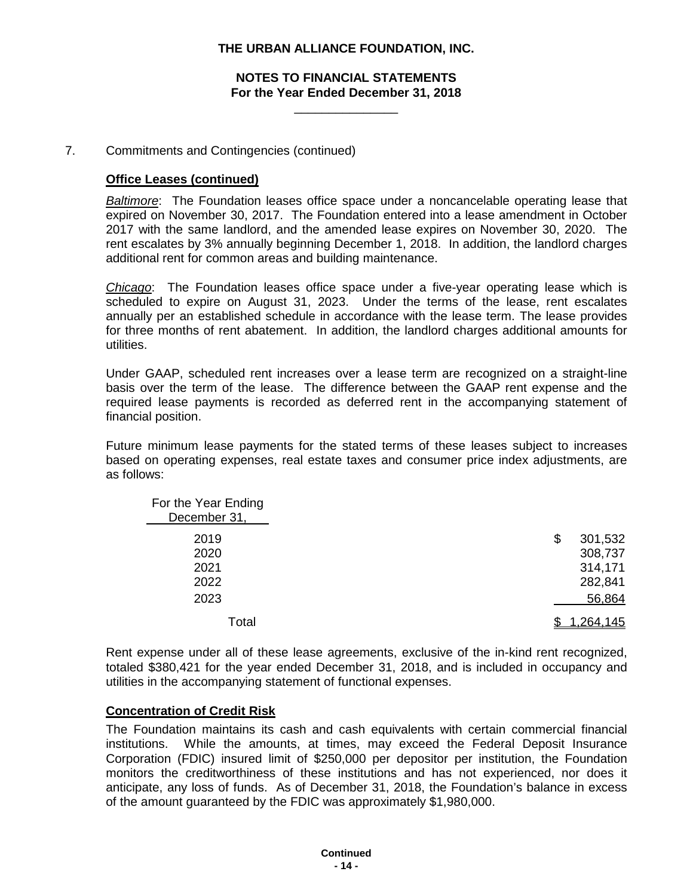# THE URBAN ALLIANCE FOUNDATION, INC.

## NOTES TO FINANCIAL STATEMENTS
## For the Year Ended December 31, 2018

7. Commitments and Contingencies (continued)

**Office Leases (continued)**

*Baltimore*: The Foundation leases office space under a noncancelable operating lease that expired on November 30, 2017. The Foundation entered into a lease amendment in October 2017 with the same landlord, and the amended lease expires on November 30, 2020. The rent escalates by 3% annually beginning December 1, 2018. In addition, the landlord charges additional rent for common areas and building maintenance.

*Chicago*: The Foundation leases office space under a five-year operating lease which is scheduled to expire on August 31, 2023. Under the terms of the lease, rent escalates annually per an established schedule in accordance with the lease term. The lease provides for three months of rent abatement. In addition, the landlord charges additional amounts for utilities.

Under GAAP, scheduled rent increases over a lease term are recognized on a straight-line basis over the term of the lease. The difference between the GAAP rent expense and the required lease payments is recorded as deferred rent in the accompanying statement of financial position.

Future minimum lease payments for the stated terms of these leases subject to increases based on operating expenses, real estate taxes and consumer price index adjustments, are as follows:

| For the Year Ending December 31, | |
|---|---|
| 2019 | $ 301,532 |
| 2020 | 308,737 |
| 2021 | 314,171 |
| 2022 | 282,841 |
| 2023 | 56,864 |
| Total | $ 1,264,145 |

Rent expense under all of these lease agreements, exclusive of the in-kind rent recognized, totaled $380,421 for the year ended December 31, 2018, and is included in occupancy and utilities in the accompanying statement of functional expenses.

**Concentration of Credit Risk**

The Foundation maintains its cash and cash equivalents with certain commercial financial institutions. While the amounts, at times, may exceed the Federal Deposit Insurance Corporation (FDIC) insured limit of $250,000 per depositor per institution, the Foundation monitors the creditworthiness of these institutions and has not experienced, nor does it anticipate, any loss of funds. As of December 31, 2018, the Foundation's balance in excess of the amount guaranteed by the FDIC was approximately $1,980,000.

Continued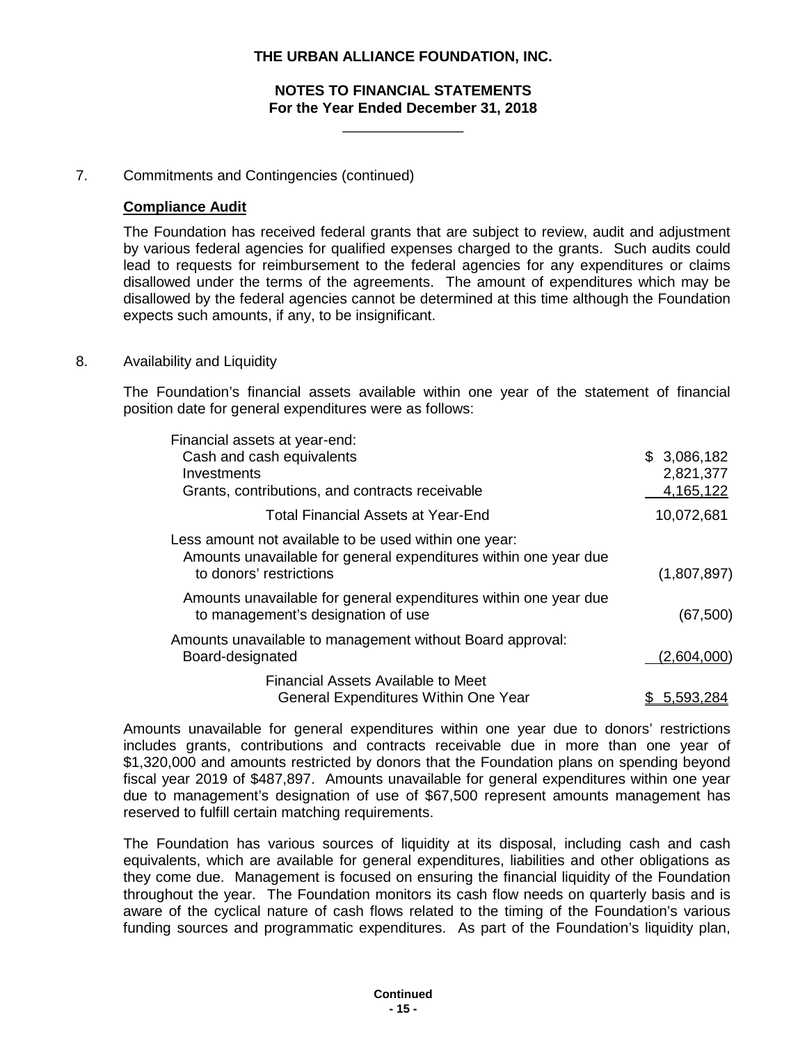# THE URBAN ALLIANCE FOUNDATION, INC.

## NOTES TO FINANCIAL STATEMENTS
## For the Year Ended December 31, 2018

7. Commitments and Contingencies (continued)

**Compliance Audit**

The Foundation has received federal grants that are subject to review, audit and adjustment by various federal agencies for qualified expenses charged to the grants. Such audits could lead to requests for reimbursement to the federal agencies for any expenditures or claims disallowed under the terms of the agreements. The amount of expenditures which may be disallowed by the federal agencies cannot be determined at this time although the Foundation expects such amounts, if any, to be insignificant.

8. Availability and Liquidity

The Foundation's financial assets available within one year of the statement of financial position date for general expenditures were as follows:

| | |
|---|---|
| Financial assets at year-end: | |
| Cash and cash equivalents | $ 3,086,182 |
| Investments | 2,821,377 |
| Grants, contributions, and contracts receivable | 4,165,122 |
| Total Financial Assets at Year-End | 10,072,681 |
| Less amount not available to be used within one year: | |
| Amounts unavailable for general expenditures within one year due to donors' restrictions | (1,807,897) |
| Amounts unavailable for general expenditures within one year due to management's designation of use | (67,500) |
| Amounts unavailable to management without Board approval: Board-designated | (2,604,000) |
| Financial Assets Available to Meet General Expenditures Within One Year | $ 5,593,284 |

Amounts unavailable for general expenditures within one year due to donors' restrictions includes grants, contributions and contracts receivable due in more than one year of $1,320,000 and amounts restricted by donors that the Foundation plans on spending beyond fiscal year 2019 of $487,897. Amounts unavailable for general expenditures within one year due to management's designation of use of $67,500 represent amounts management has reserved to fulfill certain matching requirements.

The Foundation has various sources of liquidity at its disposal, including cash and cash equivalents, which are available for general expenditures, liabilities and other obligations as they come due. Management is focused on ensuring the financial liquidity of the Foundation throughout the year. The Foundation monitors its cash flow needs on quarterly basis and is aware of the cyclical nature of cash flows related to the timing of the Foundation's various funding sources and programmatic expenditures. As part of the Foundation's liquidity plan,

Continued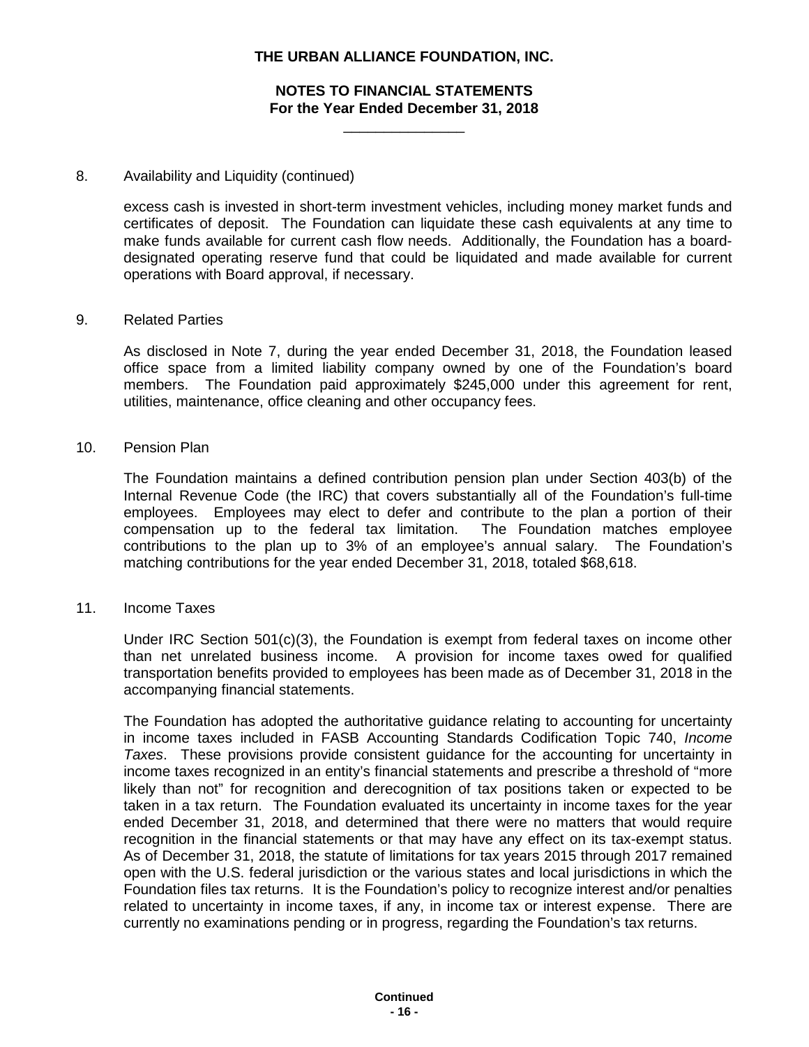8. Availability and Liquidity (continued)

excess cash is invested in short-term investment vehicles, including money market funds and certificates of deposit. The Foundation can liquidate these cash equivalents at any time to make funds available for current cash flow needs. Additionally, the Foundation has a board-designated operating reserve fund that could be liquidated and made available for current operations with Board approval, if necessary.

9. Related Parties

As disclosed in Note 7, during the year ended December 31, 2018, the Foundation leased office space from a limited liability company owned by one of the Foundation's board members. The Foundation paid approximately $245,000 under this agreement for rent, utilities, maintenance, office cleaning and other occupancy fees.

10. Pension Plan

The Foundation maintains a defined contribution pension plan under Section 403(b) of the Internal Revenue Code (the IRC) that covers substantially all of the Foundation's full-time employees. Employees may elect to defer and contribute to the plan a portion of their compensation up to the federal tax limitation. The Foundation matches employee contributions to the plan up to 3% of an employee's annual salary. The Foundation's matching contributions for the year ended December 31, 2018, totaled $68,618.

11. Income Taxes

Under IRC Section 501(c)(3), the Foundation is exempt from federal taxes on income other than net unrelated business income. A provision for income taxes owed for qualified transportation benefits provided to employees has been made as of December 31, 2018 in the accompanying financial statements.

The Foundation has adopted the authoritative guidance relating to accounting for uncertainty in income taxes included in FASB Accounting Standards Codification Topic 740, *Income Taxes*. These provisions provide consistent guidance for the accounting for uncertainty in income taxes recognized in an entity's financial statements and prescribe a threshold of "more likely than not" for recognition and derecognition of tax positions taken or expected to be taken in a tax return. The Foundation evaluated its uncertainty in income taxes for the year ended December 31, 2018, and determined that there were no matters that would require recognition in the financial statements or that may have any effect on its tax-exempt status. As of December 31, 2018, the statute of limitations for tax years 2015 through 2017 remained open with the U.S. federal jurisdiction or the various states and local jurisdictions in which the Foundation files tax returns. It is the Foundation's policy to recognize interest and/or penalties related to uncertainty in income taxes, if any, in income tax or interest expense. There are currently no examinations pending or in progress, regarding the Foundation's tax returns.

**Continued**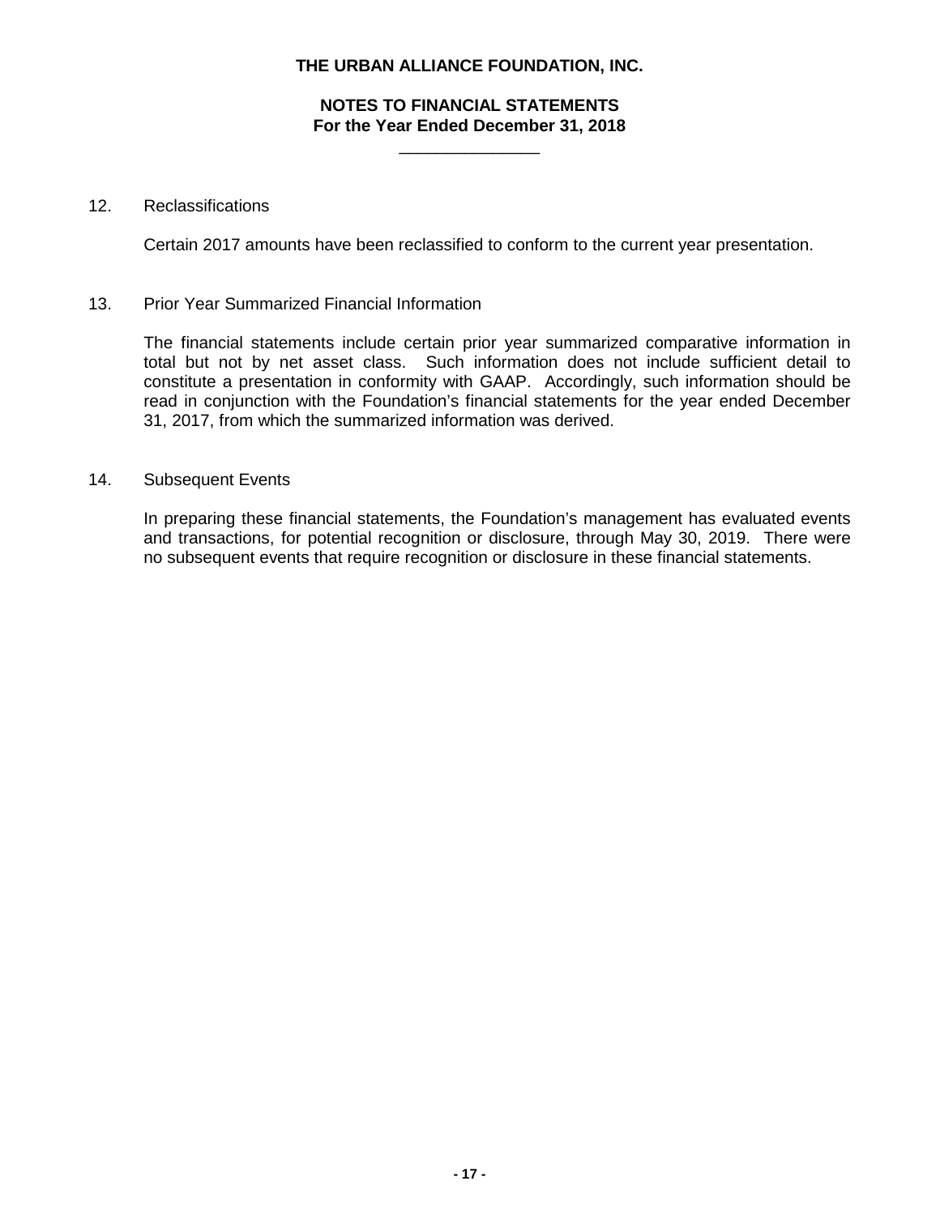12. Reclassifications

Certain 2017 amounts have been reclassified to conform to the current year presentation.

13. Prior Year Summarized Financial Information

The financial statements include certain prior year summarized comparative information in total but not by net asset class. Such information does not include sufficient detail to constitute a presentation in conformity with GAAP. Accordingly, such information should be read in conjunction with the Foundation's financial statements for the year ended December 31, 2017, from which the summarized information was derived.

14. Subsequent Events

In preparing these financial statements, the Foundation's management has evaluated events and transactions, for potential recognition or disclosure, through May 30, 2019. There were no subsequent events that require recognition or disclosure in these financial statements.